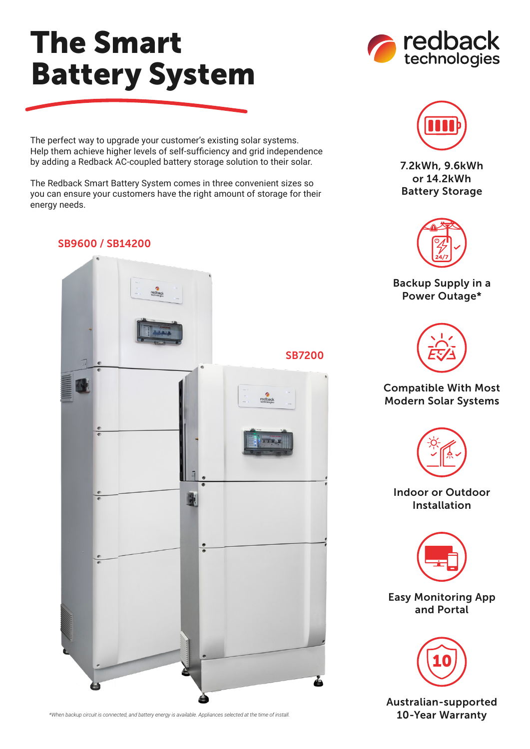# The Smart Battery System

redback technologies

The perfect way to upgrade your customer's existing solar systems. Help them achieve higher levels of self-sufficiency and grid independence by adding a Redback AC-coupled battery storage solution to their solar.

The Redback Smart Battery System comes in three convenient sizes so you can ensure your customers have the right amount of storage for their energy needs.

SB9600 / SB14200

SB7200

- 7.2kWh, 9.6kWh or 14.2kWh Battery Storage
- Backup Supply in a Power Outage*
- Compatible With Most Modern Solar Systems
- Indoor or Outdoor Installation
- Easy Monitoring App and Portal
- Australian-supported 10-Year Warranty

*When backup circuit is connected, and battery energy is available. Appliances selected at the time of install.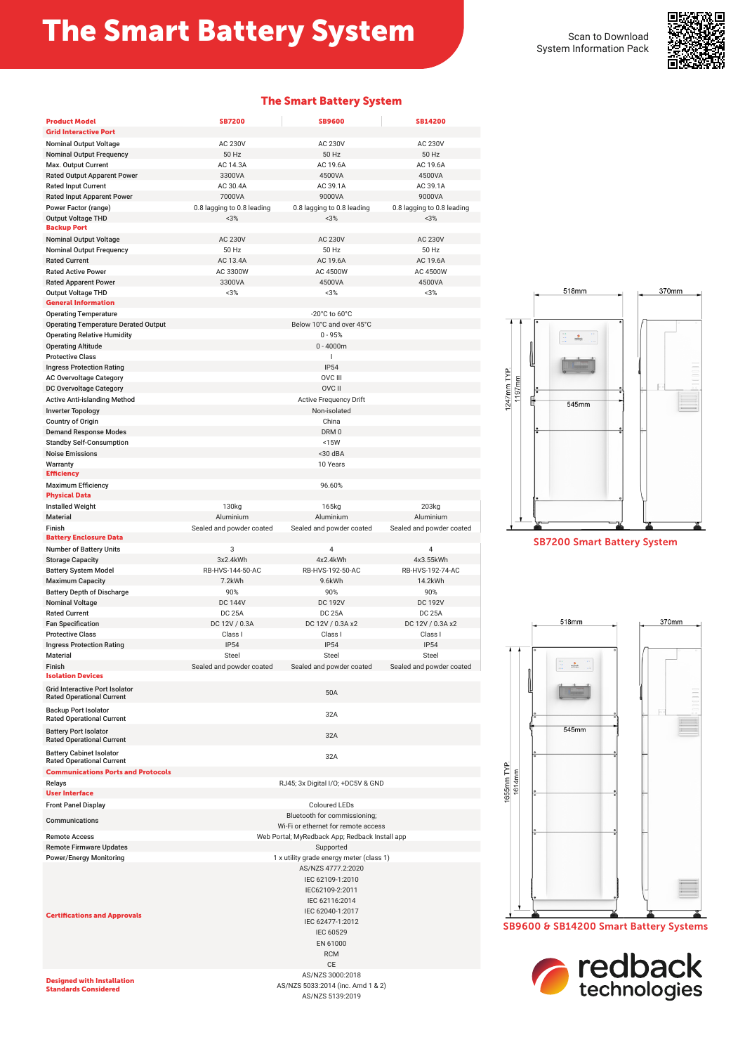# The Smart Battery System

Scan to Download System Information Pack

## The Smart Battery System

| Product Model | SB7200 | SB9600 | SB14200 |
|---|---|---|---|
| **Grid Interactive Port** | | | |
| Nominal Output Voltage | AC 230V | AC 230V | AC 230V |
| Nominal Output Frequency | 50 Hz | 50 Hz | 50 Hz |
| Max. Output Current | AC 14.3A | AC 19.6A | AC 19.6A |
| Rated Output Apparent Power | 3300VA | 4500VA | 4500VA |
| Rated Input Current | AC 30.4A | AC 39.1A | AC 39.1A |
| Rated Input Apparent Power | 7000VA | 9000VA | 9000VA |
| Power Factor (range) | 0.8 lagging to 0.8 leading | 0.8 lagging to 0.8 leading | 0.8 lagging to 0.8 leading |
| Output Voltage THD | <3% | <3% | <3% |
| **Backup Port** | | | |
| Nominal Output Voltage | AC 230V | AC 230V | AC 230V |
| Nominal Output Frequency | 50 Hz | 50 Hz | 50 Hz |
| Rated Current | AC 13.4A | AC 19.6A | AC 19.6A |
| Rated Active Power | AC 3300W | AC 4500W | AC 4500W |
| Rated Apparent Power | 3300VA | 4500VA | 4500VA |
| Output Voltage THD | <3% | <3% | <3% |
| **General Information** | | | |
| Operating Temperature | -20°C to 60°C | | |
| Operating Temperature Derated Output | Below 10°C and over 45°C | | |
| Operating Relative Humidity | 0 - 95% | | |
| Operating Altitude | 0 - 4000m | | |
| Protective Class | I | | |
| Ingress Protection Rating | IP54 | | |
| AC Overvoltage Category | OVC III | | |
| DC Overvoltage Category | OVC II | | |
| Active Anti-islanding Method | Active Frequency Drift | | |
| Inverter Topology | Non-isolated | | |
| Country of Origin | China | | |
| Demand Response Modes | DRM 0 | | |
| Standby Self-Consumption | <15W | | |
| Noise Emissions | <30 dBA | | |
| Warranty | 10 Years | | |
| **Efficiency** | | | |
| Maximum Efficiency | 96.60% | | |
| **Physical Data** | | | |
| Installed Weight | 130kg | 165kg | 203kg |
| Material | Aluminium | Aluminium | Aluminium |
| Finish | Sealed and powder coated | Sealed and powder coated | Sealed and powder coated |
| **Battery Enclosure Data** | | | |
| Number of Battery Units | 3 | 4 | 4 |
| Storage Capacity | 3x2.4kWh | 4x2.4kWh | 4x3.55kWh |
| Battery System Model | RB-HVS-144-50-AC | RB-HVS-192-50-AC | RB-HVS-192-74-AC |
| Maximum Capacity | 7.2kWh | 9.6kWh | 14.2kWh |
| Battery Depth of Discharge | 90% | 90% | 90% |
| Nominal Voltage | DC 144V | DC 192V | DC 192V |
| Rated Current | DC 25A | DC 25A | DC 25A |
| Fan Specification | DC 12V / 0.3A | DC 12V / 0.3A x2 | DC 12V / 0.3A x2 |
| Protective Class | Class I | Class I | Class I |
| Ingress Protection Rating | IP54 | IP54 | IP54 |
| Material | Steel | Steel | Steel |
| Finish | Sealed and powder coated | Sealed and powder coated | Sealed and powder coated |
| **Isolation Devices** | | | |
| Grid Interactive Port Isolator Rated Operational Current | 50A | | |
| Backup Port Isolator Rated Operational Current | 32A | | |
| Battery Port Isolator Rated Operational Current | 32A | | |
| Battery Cabinet Isolator Rated Operational Current | 32A | | |
| **Communications Ports and Protocols** | | | |
| Relays | RJ45; 3x Digital I/O; +DC5V & GND | | |
| **User Interface** | | | |
| Front Panel Display | Coloured LEDs | | |
| Communications | Bluetooth for commissioning; Wi-Fi or ethernet for remote access | | |
| Remote Access | Web Portal; MyRedback App; Redback Install app | | |
| Remote Firmware Updates | Supported | | |
| Power/Energy Monitoring | 1 x utility grade energy meter (class 1) | | |
| **Certifications and Approvals** | AS/NZS 4777.2:2020<br>IEC 62109-1:2010<br>IEC62109-2:2011<br>IEC 62116:2014<br>IEC 62040-1:2017<br>IEC 62477-1:2012<br>IEC 60529<br>EN 61000<br>RCM<br>CE | | |
| **Designed with Installation Standards Considered** | AS/NZS 3000:2018<br>AS/NZS 5033:2014 (inc. Amd 1 & 2)<br>AS/NZS 5139:2019 | | |

518mm
370mm
1247mm TYP
1197mm
545mm

SB7200 Smart Battery System

518mm
370mm
1655mm TYP
1614mm
545mm

SB9600 & SB14200 Smart Battery Systems

redback technologies